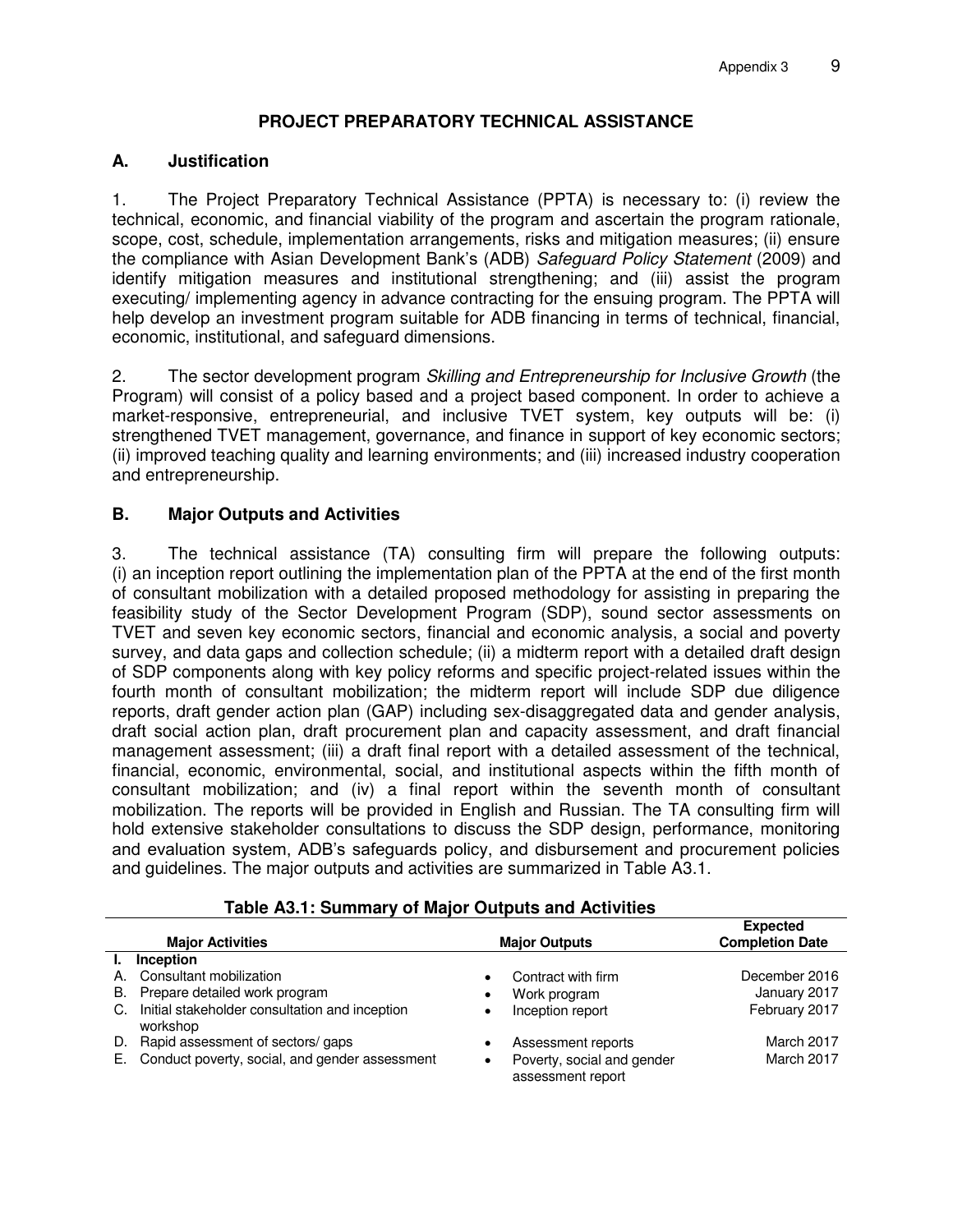## PROJECT PREPARATORY TECHNICAL ASSISTANCE

### A. Justification

1. The Project Preparatory Technical Assistance (PPTA) is necessary to: (i) review the technical, economic, and financial viability of the program and ascertain the program rationale, scope, cost, schedule, implementation arrangements, risks and mitigation measures; (ii) ensure the compliance with Asian Development Bank's (ADB) *Safeguard Policy Statement* (2009) and identify mitigation measures and institutional strengthening; and (iii) assist the program executing/ implementing agency in advance contracting for the ensuing program. The PPTA will help develop an investment program suitable for ADB financing in terms of technical, financial, economic, institutional, and safeguard dimensions.

2. The sector development program *Skilling and Entrepreneurship for Inclusive Growth* (the Program) will consist of a policy based and a project based component. In order to achieve a market-responsive, entrepreneurial, and inclusive TVET system, key outputs will be: (i) strengthened TVET management, governance, and finance in support of key economic sectors; (ii) improved teaching quality and learning environments; and (iii) increased industry cooperation and entrepreneurship.

### B. Major Outputs and Activities

3. The technical assistance (TA) consulting firm will prepare the following outputs: (i) an inception report outlining the implementation plan of the PPTA at the end of the first month of consultant mobilization with a detailed proposed methodology for assisting in preparing the feasibility study of the Sector Development Program (SDP), sound sector assessments on TVET and seven key economic sectors, financial and economic analysis, a social and poverty survey, and data gaps and collection schedule; (ii) a midterm report with a detailed draft design of SDP components along with key policy reforms and specific project-related issues within the fourth month of consultant mobilization; the midterm report will include SDP due diligence reports, draft gender action plan (GAP) including sex-disaggregated data and gender analysis, draft social action plan, draft procurement plan and capacity assessment, and draft financial management assessment; (iii) a draft final report with a detailed assessment of the technical, financial, economic, environmental, social, and institutional aspects within the fifth month of consultant mobilization; and (iv) a final report within the seventh month of consultant mobilization. The reports will be provided in English and Russian. The TA consulting firm will hold extensive stakeholder consultations to discuss the SDP design, performance, monitoring and evaluation system, ADB's safeguards policy, and disbursement and procurement policies and guidelines. The major outputs and activities are summarized in Table A3.1.

**Table A3.1: Summary of Major Outputs and Activities**

| Major Activities | Major Outputs | Expected Completion Date |
|---|---|---|
| **I. Inception** | | |
| A. Consultant mobilization | • Contract with firm | December 2016 |
| B. Prepare detailed work program | • Work program | January 2017 |
| C. Initial stakeholder consultation and inception workshop | • Inception report | February 2017 |
| D. Rapid assessment of sectors/ gaps | • Assessment reports | March 2017 |
| E. Conduct poverty, social, and gender assessment | • Poverty, social and gender assessment report | March 2017 |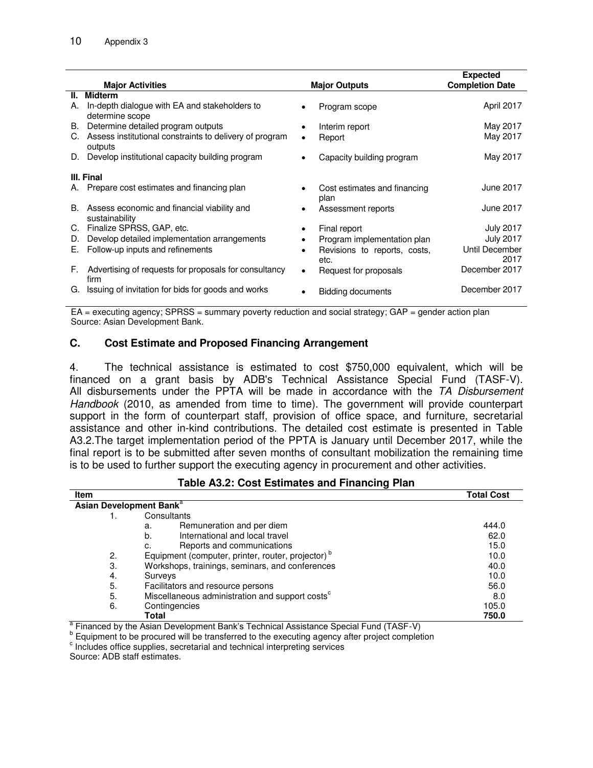| Major Activities | Major Outputs | Expected Completion Date |
|---|---|---|
| **II. Midterm** | | |
| A. In-depth dialogue with EA and stakeholders to determine scope | • Program scope | April 2017 |
| B. Determine detailed program outputs | • Interim report | May 2017 |
| C. Assess institutional constraints to delivery of program outputs | • Report | May 2017 |
| D. Develop institutional capacity building program | • Capacity building program | May 2017 |
| **III. Final** | | |
| A. Prepare cost estimates and financing plan | • Cost estimates and financing plan | June 2017 |
| B. Assess economic and financial viability and sustainability | • Assessment reports | June 2017 |
| C. Finalize SPRSS, GAP, etc. | • Final report | July 2017 |
| D. Develop detailed implementation arrangements | • Program implementation plan | July 2017 |
| E. Follow-up inputs and refinements | • Revisions to reports, costs, etc. | Until December 2017 |
| F. Advertising of requests for proposals for consultancy firm | • Request for proposals | December 2017 |
| G. Issuing of invitation for bids for goods and works | • Bidding documents | December 2017 |

EA = executing agency; SPRSS = summary poverty reduction and social strategy; GAP = gender action plan
Source: Asian Development Bank.

## C. Cost Estimate and Proposed Financing Arrangement

4. The technical assistance is estimated to cost $750,000 equivalent, which will be financed on a grant basis by ADB's Technical Assistance Special Fund (TASF-V). All disbursements under the PPTA will be made in accordance with the *TA Disbursement Handbook* (2010, as amended from time to time). The government will provide counterpart support in the form of counterpart staff, provision of office space, and furniture, secretarial assistance and other in-kind contributions. The detailed cost estimate is presented in Table A3.2.The target implementation period of the PPTA is January until December 2017, while the final report is to be submitted after seven months of consultant mobilization the remaining time is to be used to further support the executing agency in procurement and other activities.

**Table A3.2: Cost Estimates and Financing Plan**

| Item | Total Cost |
|---|---|
| **Asian Development Bank**[a] | |
| 1. Consultants | |
| a. Remuneration and per diem | 444.0 |
| b. International and local travel | 62.0 |
| c. Reports and communications | 15.0 |
| 2. Equipment (computer, printer, router, projector)[b] | 10.0 |
| 3. Workshops, trainings, seminars, and conferences | 40.0 |
| 4. Surveys | 10.0 |
| 5. Facilitators and resource persons | 56.0 |
| 5. Miscellaneous administration and support costs[c] | 8.0 |
| 6. Contingencies | 105.0 |
| **Total** | **750.0** |

[a] Financed by the Asian Development Bank's Technical Assistance Special Fund (TASF-V)
[b] Equipment to be procured will be transferred to the executing agency after project completion
[c] Includes office supplies, secretarial and technical interpreting services
Source: ADB staff estimates.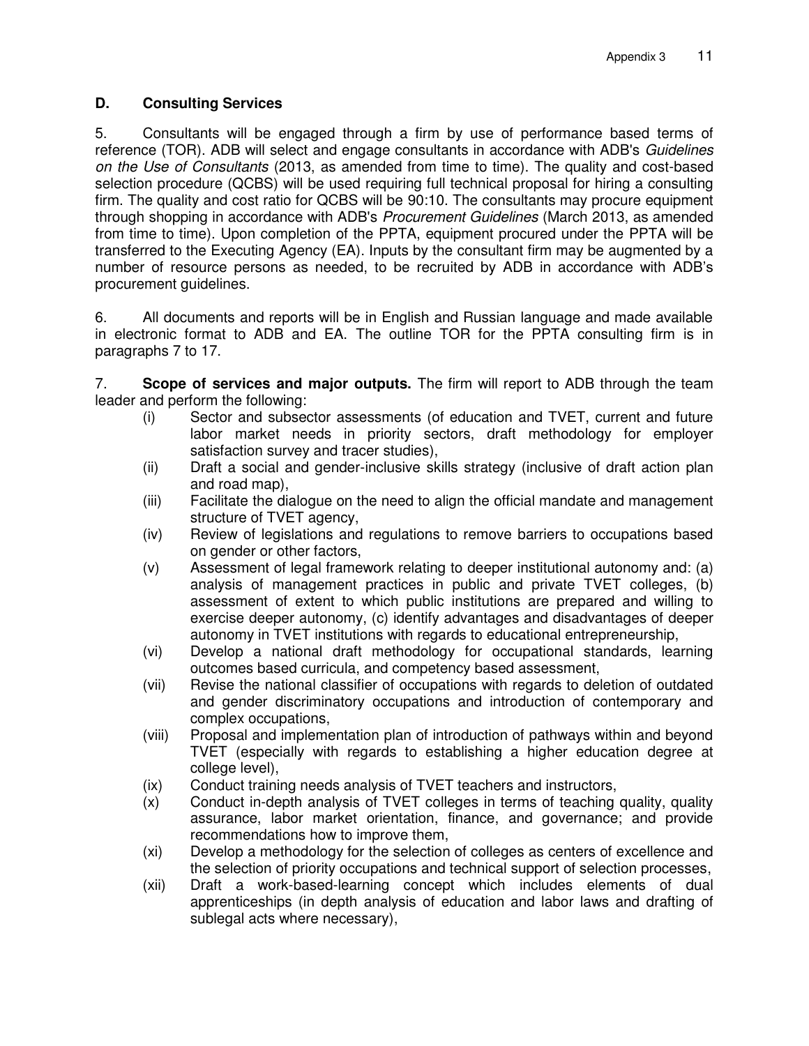## D. Consulting Services

5. Consultants will be engaged through a firm by use of performance based terms of reference (TOR). ADB will select and engage consultants in accordance with ADB's *Guidelines on the Use of Consultants* (2013, as amended from time to time). The quality and cost-based selection procedure (QCBS) will be used requiring full technical proposal for hiring a consulting firm. The quality and cost ratio for QCBS will be 90:10. The consultants may procure equipment through shopping in accordance with ADB's *Procurement Guidelines* (March 2013, as amended from time to time). Upon completion of the PPTA, equipment procured under the PPTA will be transferred to the Executing Agency (EA). Inputs by the consultant firm may be augmented by a number of resource persons as needed, to be recruited by ADB in accordance with ADB's procurement guidelines.

6. All documents and reports will be in English and Russian language and made available in electronic format to ADB and EA. The outline TOR for the PPTA consulting firm is in paragraphs 7 to 17.

7. **Scope of services and major outputs.** The firm will report to ADB through the team leader and perform the following:

(i) Sector and subsector assessments (of education and TVET, current and future labor market needs in priority sectors, draft methodology for employer satisfaction survey and tracer studies),

(ii) Draft a social and gender-inclusive skills strategy (inclusive of draft action plan and road map),

(iii) Facilitate the dialogue on the need to align the official mandate and management structure of TVET agency,

(iv) Review of legislations and regulations to remove barriers to occupations based on gender or other factors,

(v) Assessment of legal framework relating to deeper institutional autonomy and: (a) analysis of management practices in public and private TVET colleges, (b) assessment of extent to which public institutions are prepared and willing to exercise deeper autonomy, (c) identify advantages and disadvantages of deeper autonomy in TVET institutions with regards to educational entrepreneurship,

(vi) Develop a national draft methodology for occupational standards, learning outcomes based curricula, and competency based assessment,

(vii) Revise the national classifier of occupations with regards to deletion of outdated and gender discriminatory occupations and introduction of contemporary and complex occupations,

(viii) Proposal and implementation plan of introduction of pathways within and beyond TVET (especially with regards to establishing a higher education degree at college level),

(ix) Conduct training needs analysis of TVET teachers and instructors,

(x) Conduct in-depth analysis of TVET colleges in terms of teaching quality, quality assurance, labor market orientation, finance, and governance; and provide recommendations how to improve them,

(xi) Develop a methodology for the selection of colleges as centers of excellence and the selection of priority occupations and technical support of selection processes,

(xii) Draft a work-based-learning concept which includes elements of dual apprenticeships (in depth analysis of education and labor laws and drafting of sublegal acts where necessary),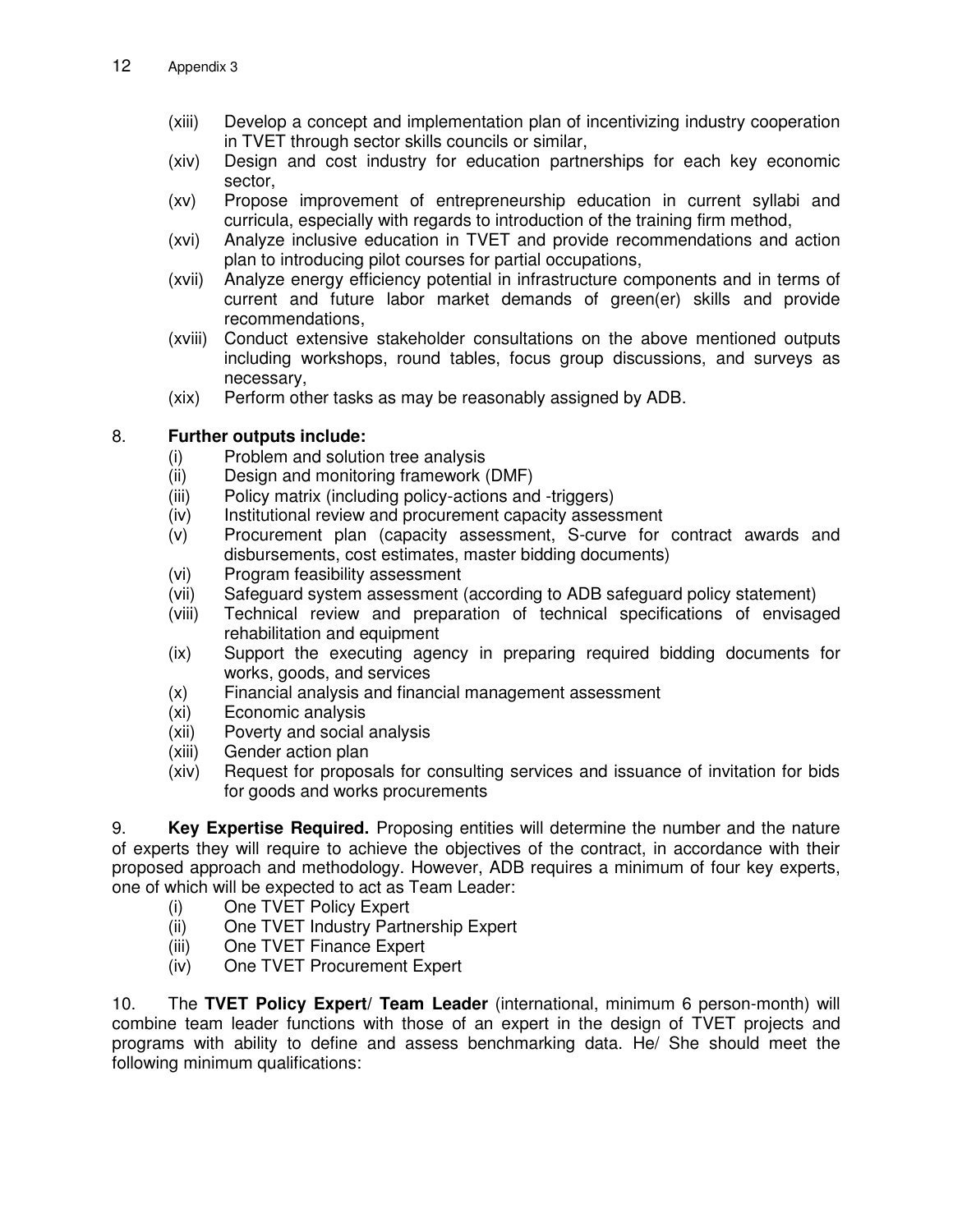(xiii) Develop a concept and implementation plan of incentivizing industry cooperation in TVET through sector skills councils or similar,

(xiv) Design and cost industry for education partnerships for each key economic sector,

(xv) Propose improvement of entrepreneurship education in current syllabi and curricula, especially with regards to introduction of the training firm method,

(xvi) Analyze inclusive education in TVET and provide recommendations and action plan to introducing pilot courses for partial occupations,

(xvii) Analyze energy efficiency potential in infrastructure components and in terms of current and future labor market demands of green(er) skills and provide recommendations,

(xviii) Conduct extensive stakeholder consultations on the above mentioned outputs including workshops, round tables, focus group discussions, and surveys as necessary,

(xix) Perform other tasks as may be reasonably assigned by ADB.

8. **Further outputs include:**

(i) Problem and solution tree analysis

(ii) Design and monitoring framework (DMF)

(iii) Policy matrix (including policy-actions and -triggers)

(iv) Institutional review and procurement capacity assessment

(v) Procurement plan (capacity assessment, S-curve for contract awards and disbursements, cost estimates, master bidding documents)

(vi) Program feasibility assessment

(vii) Safeguard system assessment (according to ADB safeguard policy statement)

(viii) Technical review and preparation of technical specifications of envisaged rehabilitation and equipment

(ix) Support the executing agency in preparing required bidding documents for works, goods, and services

(x) Financial analysis and financial management assessment

(xi) Economic analysis

(xii) Poverty and social analysis

(xiii) Gender action plan

(xiv) Request for proposals for consulting services and issuance of invitation for bids for goods and works procurements

9. **Key Expertise Required.** Proposing entities will determine the number and the nature of experts they will require to achieve the objectives of the contract, in accordance with their proposed approach and methodology. However, ADB requires a minimum of four key experts, one of which will be expected to act as Team Leader:

(i) One TVET Policy Expert

(ii) One TVET Industry Partnership Expert

(iii) One TVET Finance Expert

(iv) One TVET Procurement Expert

10. The **TVET Policy Expert/ Team Leader** (international, minimum 6 person-month) will combine team leader functions with those of an expert in the design of TVET projects and programs with ability to define and assess benchmarking data. He/ She should meet the following minimum qualifications: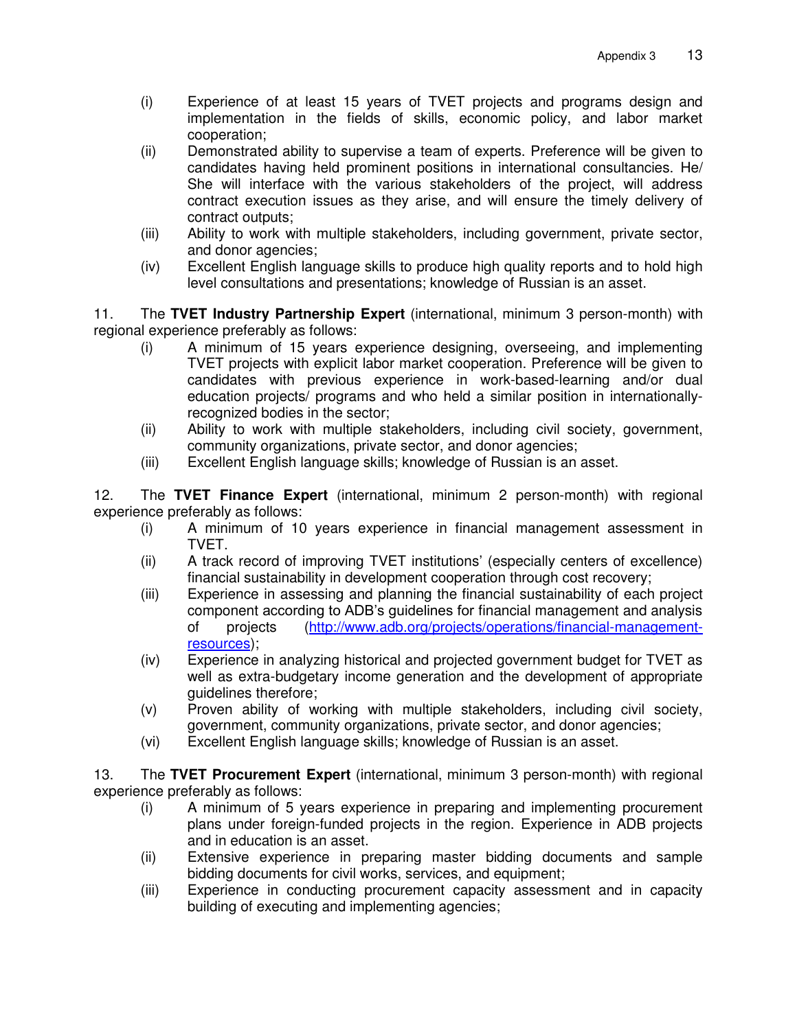(i) Experience of at least 15 years of TVET projects and programs design and implementation in the fields of skills, economic policy, and labor market cooperation;

(ii) Demonstrated ability to supervise a team of experts. Preference will be given to candidates having held prominent positions in international consultancies. He/ She will interface with the various stakeholders of the project, will address contract execution issues as they arise, and will ensure the timely delivery of contract outputs;

(iii) Ability to work with multiple stakeholders, including government, private sector, and donor agencies;

(iv) Excellent English language skills to produce high quality reports and to hold high level consultations and presentations; knowledge of Russian is an asset.

11. The **TVET Industry Partnership Expert** (international, minimum 3 person-month) with regional experience preferably as follows:

(i) A minimum of 15 years experience designing, overseeing, and implementing TVET projects with explicit labor market cooperation. Preference will be given to candidates with previous experience in work-based-learning and/or dual education projects/ programs and who held a similar position in internationally-recognized bodies in the sector;

(ii) Ability to work with multiple stakeholders, including civil society, government, community organizations, private sector, and donor agencies;

(iii) Excellent English language skills; knowledge of Russian is an asset.

12. The **TVET Finance Expert** (international, minimum 2 person-month) with regional experience preferably as follows:

(i) A minimum of 10 years experience in financial management assessment in TVET.

(ii) A track record of improving TVET institutions' (especially centers of excellence) financial sustainability in development cooperation through cost recovery;

(iii) Experience in assessing and planning the financial sustainability of each project component according to ADB's guidelines for financial management and analysis of projects (http://www.adb.org/projects/operations/financial-management-resources);

(iv) Experience in analyzing historical and projected government budget for TVET as well as extra-budgetary income generation and the development of appropriate guidelines therefore;

(v) Proven ability of working with multiple stakeholders, including civil society, government, community organizations, private sector, and donor agencies;

(vi) Excellent English language skills; knowledge of Russian is an asset.

13. The **TVET Procurement Expert** (international, minimum 3 person-month) with regional experience preferably as follows:

(i) A minimum of 5 years experience in preparing and implementing procurement plans under foreign-funded projects in the region. Experience in ADB projects and in education is an asset.

(ii) Extensive experience in preparing master bidding documents and sample bidding documents for civil works, services, and equipment;

(iii) Experience in conducting procurement capacity assessment and in capacity building of executing and implementing agencies;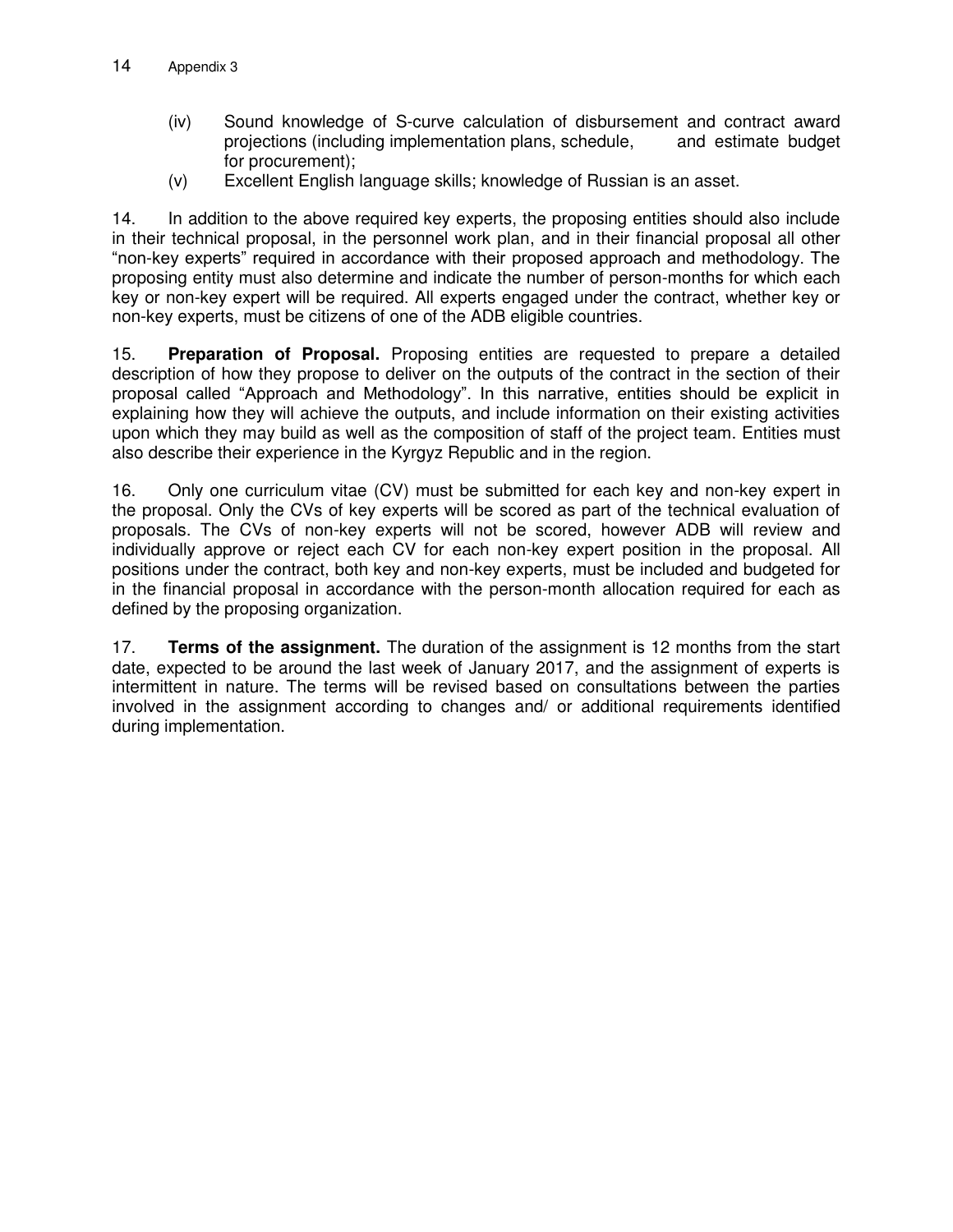(iv) Sound knowledge of S-curve calculation of disbursement and contract award projections (including implementation plans, schedule, and estimate budget for procurement);

(v) Excellent English language skills; knowledge of Russian is an asset.

14. In addition to the above required key experts, the proposing entities should also include in their technical proposal, in the personnel work plan, and in their financial proposal all other "non-key experts" required in accordance with their proposed approach and methodology. The proposing entity must also determine and indicate the number of person-months for which each key or non-key expert will be required. All experts engaged under the contract, whether key or non-key experts, must be citizens of one of the ADB eligible countries.

15. **Preparation of Proposal.** Proposing entities are requested to prepare a detailed description of how they propose to deliver on the outputs of the contract in the section of their proposal called "Approach and Methodology". In this narrative, entities should be explicit in explaining how they will achieve the outputs, and include information on their existing activities upon which they may build as well as the composition of staff of the project team. Entities must also describe their experience in the Kyrgyz Republic and in the region.

16. Only one curriculum vitae (CV) must be submitted for each key and non-key expert in the proposal. Only the CVs of key experts will be scored as part of the technical evaluation of proposals. The CVs of non-key experts will not be scored, however ADB will review and individually approve or reject each CV for each non-key expert position in the proposal. All positions under the contract, both key and non-key experts, must be included and budgeted for in the financial proposal in accordance with the person-month allocation required for each as defined by the proposing organization.

17. **Terms of the assignment.** The duration of the assignment is 12 months from the start date, expected to be around the last week of January 2017, and the assignment of experts is intermittent in nature. The terms will be revised based on consultations between the parties involved in the assignment according to changes and/ or additional requirements identified during implementation.